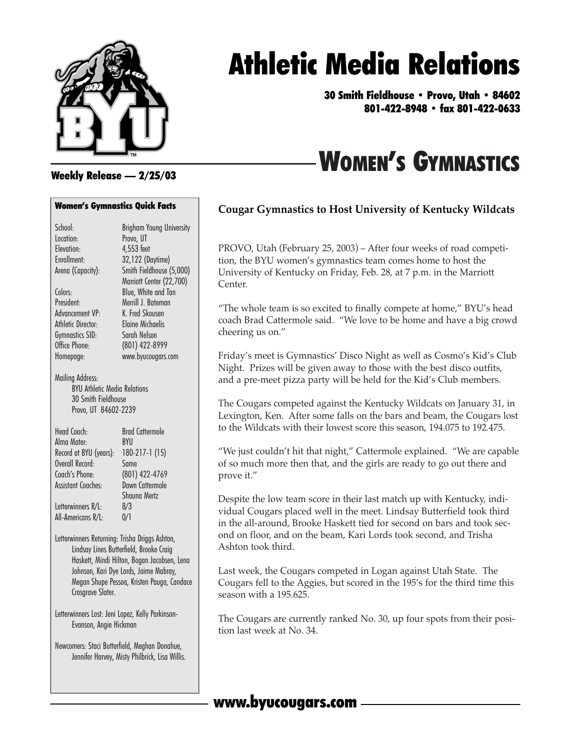# Athletic Media Relations

**30 Smith Fieldhouse • Provo, Utah • 84602**
**801-422-8948 • fax 801-422-0633**

# WOMEN'S GYMNASTICS

**Weekly Release — 2/25/03**

## Cougar Gymnastics to Host University of Kentucky Wildcats

PROVO, Utah (February 25, 2003) – After four weeks of road competition, the BYU women's gymnastics team comes home to host the University of Kentucky on Friday, Feb. 28, at 7 p.m. in the Marriott Center.

"The whole team is so excited to finally compete at home," BYU's head coach Brad Cattermole said. "We love to be home and have a big crowd cheering us on."

Friday's meet is Gymnastics' Disco Night as well as Cosmo's Kid's Club Night. Prizes will be given away to those with the best disco outfits, and a pre-meet pizza party will be held for the Kid's Club members.

The Cougars competed against the Kentucky Wildcats on January 31, in Lexington, Ken. After some falls on the bars and beam, the Cougars lost to the Wildcats with their lowest score this season, 194.075 to 192.475.

"We just couldn't hit that night," Cattermole explained. "We are capable of so much more then that, and the girls are ready to go out there and prove it."

Despite the low team score in their last match up with Kentucky, individual Cougars placed well in the meet. Lindsay Butterfield took third in the all-around, Brooke Haskett tied for second on bars and took second on floor, and on the beam, Kari Lords took second, and Trisha Ashton took third.

Last week, the Cougars competed in Logan against Utah State. The Cougars fell to the Aggies, but scored in the 195's for the third time this season with a 195.625.

The Cougars are currently ranked No. 30, up four spots from their position last week at No. 34.

### Women's Gymnastics Quick Facts

| | |
|---|---|
| School: | Brigham Young University |
| Location: | Provo, UT |
| Elevation: | 4,553 feet |
| Enrollment: | 32,122 (Daytime) |
| Arena (Capacity): | Smith Fieldhouse (5,000) Marriott Center (22,700) |
| Colors: | Blue, White and Tan |
| President: | Merrill J. Bateman |
| Advancement VP: | K. Fred Skousen |
| Athletic Director: | Elaine Michaelis |
| Gymnastics SID: | Sarah Nelson |
| Office Phone: | (801) 422-8999 |
| Homepage: | www.byucougars.com |

Mailing Address:
BYU Athletic Media Relations
30 Smith Fieldhouse
Provo, UT 84602-2239

| | |
|---|---|
| Head Coach: | Brad Cattermole |
| Alma Mater: | BYU |
| Record at BYU (years): | 180-217-1 (15) |
| Overall Record: | Same |
| Coach's Phone: | (801) 422-4769 |
| Assistant Coaches: | Dawn Cattermole Shauna Mertz |
| Letterwinners R/L: | 8/3 |
| All-Americans R/L: | 0/1 |

Letterwinners Returning: Trisha Driggs Ashton, Lindsay Lines Butterfield, Brooke Craig Haskett, Mindi Hilton, Bogan Jacobsen, Lena Johnson, Kari Dye Lords, Jaime Mabray, Megan Shupe Pessoa, Kristen Pauga, Candace Crosgrave Slater.

Letterwinners Lost: Jeni Lopez, Kelly Parkinson-Evanson, Angie Hickman

Newcomers: Staci Butterfield, Meghan Donahue, Jennifer Harvey, Misty Philbrick, Lisa Willis.

**www.byucougars.com**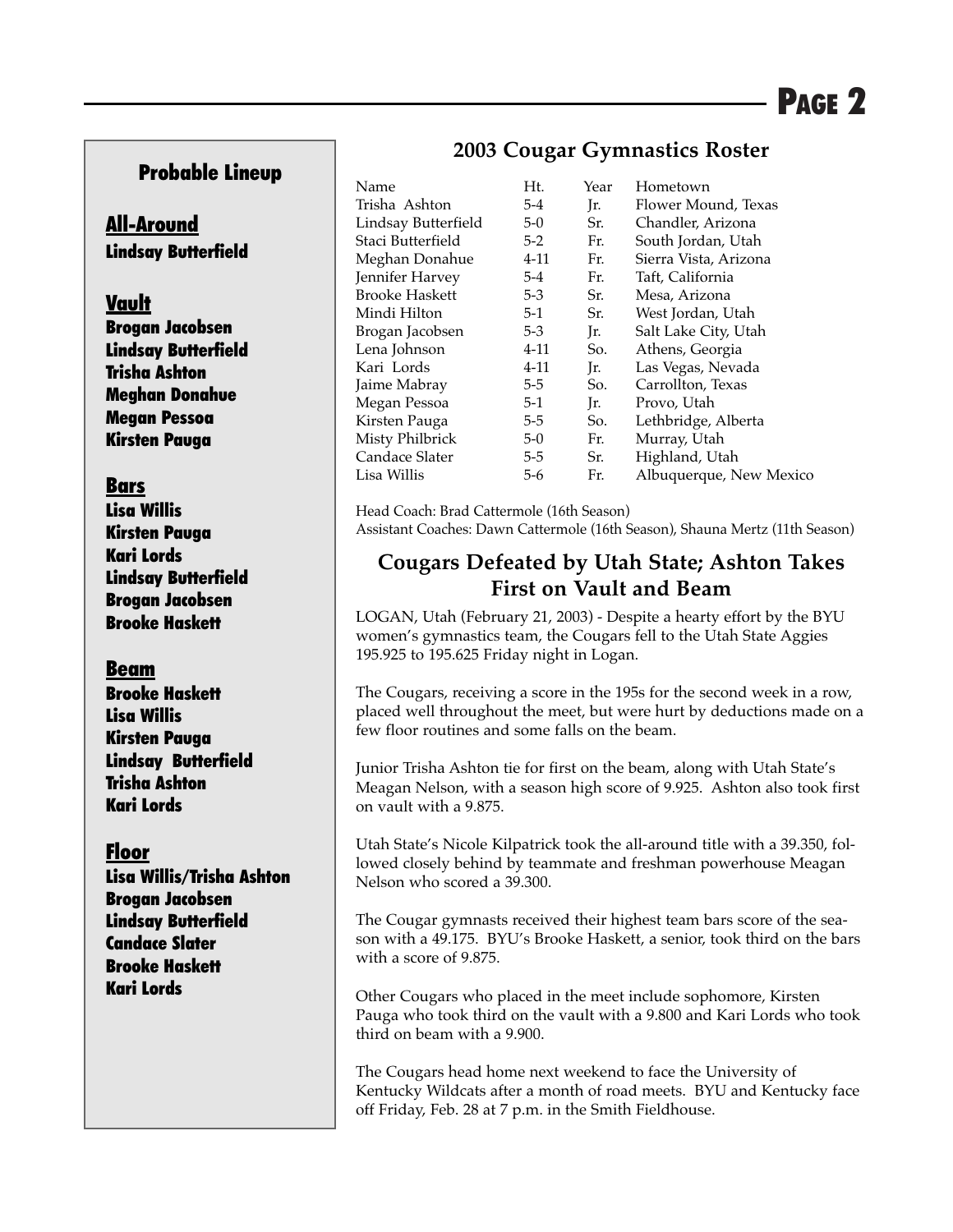## Probable Lineup

### All-Around

**Lindsay Butterfield**

### Vault

**Brogan Jacobsen**
**Lindsay Butterfield**
**Trisha Ashton**
**Meghan Donahue**
**Megan Pessoa**
**Kirsten Pauga**

### Bars

**Lisa Willis**
**Kirsten Pauga**
**Kari Lords**
**Lindsay Butterfield**
**Brogan Jacobsen**
**Brooke Haskett**

### Beam

**Brooke Haskett**
**Lisa Willis**
**Kirsten Pauga**
**Lindsay Butterfield**
**Trisha Ashton**
**Kari Lords**

### Floor

**Lisa Willis/Trisha Ashton**
**Brogan Jacobsen**
**Lindsay Butterfield**
**Candace Slater**
**Brooke Haskett**
**Kari Lords**

## 2003 Cougar Gymnastics Roster

| Name | Ht. | Year | Hometown |
|---|---|---|---|
| Trisha Ashton | 5-4 | Jr. | Flower Mound, Texas |
| Lindsay Butterfield | 5-0 | Sr. | Chandler, Arizona |
| Staci Butterfield | 5-2 | Fr. | South Jordan, Utah |
| Meghan Donahue | 4-11 | Fr. | Sierra Vista, Arizona |
| Jennifer Harvey | 5-4 | Fr. | Taft, California |
| Brooke Haskett | 5-3 | Sr. | Mesa, Arizona |
| Mindi Hilton | 5-1 | Sr. | West Jordan, Utah |
| Brogan Jacobsen | 5-3 | Jr. | Salt Lake City, Utah |
| Lena Johnson | 4-11 | So. | Athens, Georgia |
| Kari Lords | 4-11 | Jr. | Las Vegas, Nevada |
| Jaime Mabray | 5-5 | So. | Carrollton, Texas |
| Megan Pessoa | 5-1 | Jr. | Provo, Utah |
| Kirsten Pauga | 5-5 | So. | Lethbridge, Alberta |
| Misty Philbrick | 5-0 | Fr. | Murray, Utah |
| Candace Slater | 5-5 | Sr. | Highland, Utah |
| Lisa Willis | 5-6 | Fr. | Albuquerque, New Mexico |

Head Coach: Brad Cattermole (16th Season)
Assistant Coaches: Dawn Cattermole (16th Season), Shauna Mertz (11th Season)

## Cougars Defeated by Utah State; Ashton Takes First on Vault and Beam

LOGAN, Utah (February 21, 2003) - Despite a hearty effort by the BYU women's gymnastics team, the Cougars fell to the Utah State Aggies 195.925 to 195.625 Friday night in Logan.

The Cougars, receiving a score in the 195s for the second week in a row, placed well throughout the meet, but were hurt by deductions made on a few floor routines and some falls on the beam.

Junior Trisha Ashton tie for first on the beam, along with Utah State's Meagan Nelson, with a season high score of 9.925. Ashton also took first on vault with a 9.875.

Utah State's Nicole Kilpatrick took the all-around title with a 39.350, followed closely behind by teammate and freshman powerhouse Meagan Nelson who scored a 39.300.

The Cougar gymnasts received their highest team bars score of the season with a 49.175. BYU's Brooke Haskett, a senior, took third on the bars with a score of 9.875.

Other Cougars who placed in the meet include sophomore, Kirsten Pauga who took third on the vault with a 9.800 and Kari Lords who took third on beam with a 9.900.

The Cougars head home next weekend to face the University of Kentucky Wildcats after a month of road meets. BYU and Kentucky face off Friday, Feb. 28 at 7 p.m. in the Smith Fieldhouse.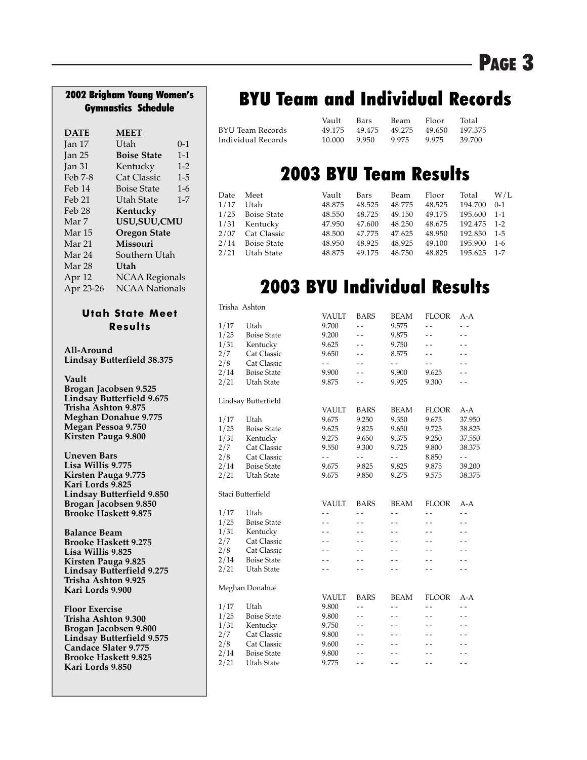## 2002 Brigham Young Women's Gymnastics Schedule

| DATE | MEET | |
|---|---|---|
| Jan 17 | Utah | 0-1 |
| Jan 25 | **Boise State** | 1-1 |
| Jan 31 | Kentucky | 1-2 |
| Feb 7-8 | Cat Classic | 1-5 |
| Feb 14 | Boise State | 1-6 |
| Feb 21 | Utah State | 1-7 |
| Feb 28 | **Kentucky** | |
| Mar 7 | **USU,SUU,CMU** | |
| Mar 15 | **Oregon State** | |
| Mar 21 | **Missouri** | |
| Mar 24 | Southern Utah | |
| Mar 28 | **Utah** | |
| Apr 12 | NCAA Regionals | |
| Apr 23-26 | NCAA Nationals | |

### Utah State Meet Results

**All-Around**
**Lindsay Butterfield 38.375**

**Vault**
**Brogan Jacobsen 9.525**
**Lindsay Butterfield 9.675**
**Trisha Ashton 9.875**
**Meghan Donahue 9.775**
**Megan Pessoa 9.750**
**Kirsten Pauga 9.800**

**Uneven Bars**
**Lisa Willis 9.775**
**Kirsten Pauga 9.775**
**Kari Lords 9.825**
**Lindsay Butterfield 9.850**
**Brogan Jacobsen 9.850**
**Brooke Haskett 9.875**

**Balance Beam**
**Brooke Haskett 9.275**
**Lisa Willis 9.825**
**Kirsten Pauga 9.825**
**Lindsay Butterfield 9.275**
**Trisha Ashton 9.925**
**Kari Lords 9.900**

**Floor Exercise**
**Trisha Ashton 9.300**
**Brogan Jacobsen 9.800**
**Lindsay Butterfield 9.575**
**Candace Slater 9.775**
**Brooke Haskett 9.825**
**Kari Lords 9.850**

# BYU Team and Individual Records

| | Vault | Bars | Beam | Floor | Total |
|---|---|---|---|---|---|
| BYU Team Records | 49.175 | 49.475 | 49.275 | 49.650 | 197.375 |
| Individual Records | 10.000 | 9.950 | 9.975 | 9.975 | 39.700 |

# 2003 BYU Team Results

| Date | Meet | Vault | Bars | Beam | Floor | Total | W/L |
|---|---|---|---|---|---|---|---|
| 1/17 | Utah | 48.875 | 48.525 | 48.775 | 48.525 | 194.700 | 0-1 |
| 1/25 | Boise State | 48.550 | 48.725 | 49.150 | 49.175 | 195.600 | 1-1 |
| 1/31 | Kentucky | 47.950 | 47.600 | 48.250 | 48.675 | 192.475 | 1-2 |
| 2/07 | Cat Classic | 48.500 | 47.775 | 47.625 | 48.950 | 192.850 | 1-5 |
| 2/14 | Boise State | 48.950 | 48.925 | 48.925 | 49.100 | 195.900 | 1-6 |
| 2/21 | Utah State | 48.875 | 49.175 | 48.750 | 48.825 | 195.625 | 1-7 |

# 2003 BYU Individual Results

Trisha Ashton

| | | VAULT | BARS | BEAM | FLOOR | A-A |
|---|---|---|---|---|---|---|
| 1/17 | Utah | 9.700 | - - | 9.575 | - - | - - |
| 1/25 | Boise State | 9.200 | - - | 9.875 | - - | - - |
| 1/31 | Kentucky | 9.625 | - - | 9.750 | - - | - - |
| 2/7 | Cat Classic | 9.650 | - - | 8.575 | - - | - - |
| 2/8 | Cat Classic | - - | - - | - - | - - | - - |
| 2/14 | Boise State | 9.900 | - - | 9.900 | 9.625 | - - |
| 2/21 | Utah State | 9.875 | - - | 9.925 | 9.300 | - - |

Lindsay Butterfield

| | | VAULT | BARS | BEAM | FLOOR | A-A |
|---|---|---|---|---|---|---|
| 1/17 | Utah | 9.675 | 9.250 | 9.350 | 9.675 | 37.950 |
| 1/25 | Boise State | 9.625 | 9.825 | 9.650 | 9.725 | 38.825 |
| 1/31 | Kentucky | 9.275 | 9.650 | 9.375 | 9.250 | 37.550 |
| 2/7 | Cat Classic | 9.550 | 9.300 | 9.725 | 9.800 | 38.375 |
| 2/8 | Cat Classic | - - | - - | - - | 8.850 | - - |
| 2/14 | Boise State | 9.675 | 9.825 | 9.825 | 9.875 | 39.200 |
| 2/21 | Utah State | 9.675 | 9.850 | 9.275 | 9.575 | 38.375 |

Staci Butterfield

| | | VAULT | BARS | BEAM | FLOOR | A-A |
|---|---|---|---|---|---|---|
| 1/17 | Utah | - - | - - | - - | - - | - - |
| 1/25 | Boise State | - - | - - | - - | - - | - - |
| 1/31 | Kentucky | - - | - - | - - | - - | - - |
| 2/7 | Cat Classic | - - | - - | - - | - - | - - |
| 2/8 | Cat Classic | - - | - - | - - | - - | - - |
| 2/14 | Boise State | - - | - - | - - | - - | - - |
| 2/21 | Utah State | - - | - - | - - | - - | - - |

Meghan Donahue

| | | VAULT | BARS | BEAM | FLOOR | A-A |
|---|---|---|---|---|---|---|
| 1/17 | Utah | 9.800 | - - | - - | - - | - - |
| 1/25 | Boise State | 9.800 | - - | - - | - - | - - |
| 1/31 | Kentucky | 9.750 | - - | - - | - - | - - |
| 2/7 | Cat Classic | 9.800 | - - | - - | - - | - - |
| 2/8 | Cat Classic | 9.600 | - - | - - | - - | - - |
| 2/14 | Boise State | 9.800 | - - | - - | - - | - - |
| 2/21 | Utah State | 9.775 | - - | - - | - - | - - |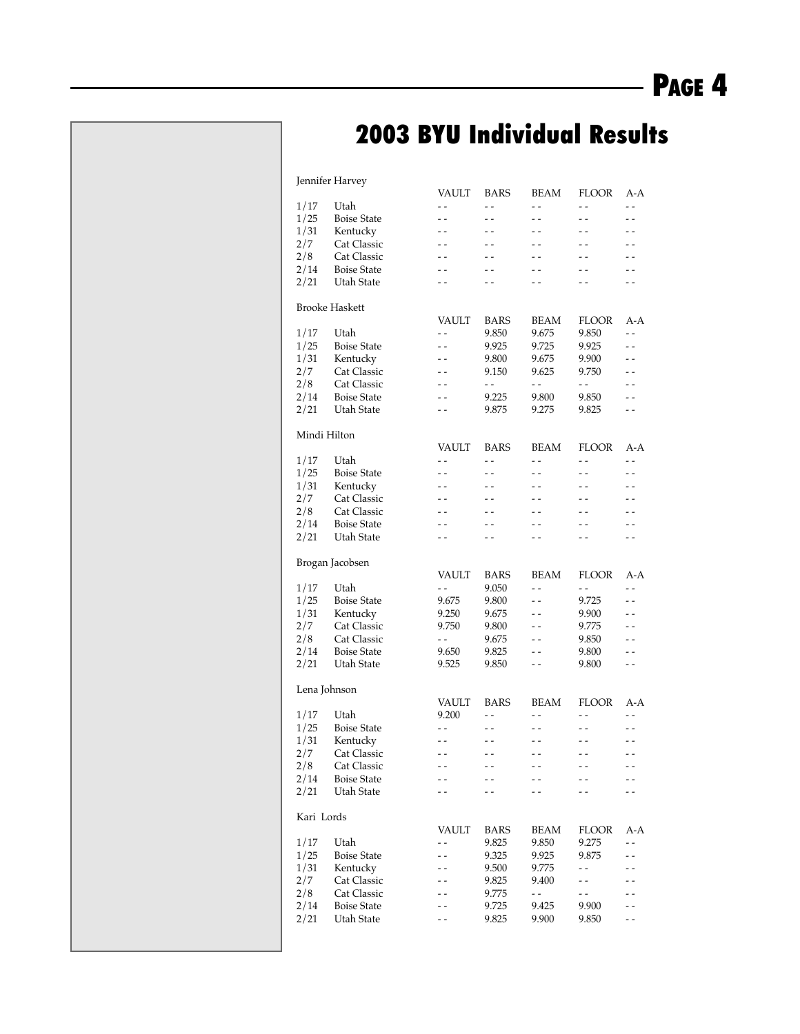# 2003 BYU Individual Results

Jennifer Harvey

| | | VAULT | BARS | BEAM | FLOOR | A-A |
|---|---|---|---|---|---|---|
| 1/17 | Utah | - - | - - | - - | - - | - - |
| 1/25 | Boise State | - - | - - | - - | - - | - - |
| 1/31 | Kentucky | - - | - - | - - | - - | - - |
| 2/7 | Cat Classic | - - | - - | - - | - - | - - |
| 2/8 | Cat Classic | - - | - - | - - | - - | - - |
| 2/14 | Boise State | - - | - - | - - | - - | - - |
| 2/21 | Utah State | - - | - - | - - | - - | - - |

Brooke Haskett

| | | VAULT | BARS | BEAM | FLOOR | A-A |
|---|---|---|---|---|---|---|
| 1/17 | Utah | - - | 9.850 | 9.675 | 9.850 | - - |
| 1/25 | Boise State | - - | 9.925 | 9.725 | 9.925 | - - |
| 1/31 | Kentucky | - - | 9.800 | 9.675 | 9.900 | - - |
| 2/7 | Cat Classic | - - | 9.150 | 9.625 | 9.750 | - - |
| 2/8 | Cat Classic | - - | - - | - - | - - | - - |
| 2/14 | Boise State | - - | 9.225 | 9.800 | 9.850 | - - |
| 2/21 | Utah State | - - | 9.875 | 9.275 | 9.825 | - - |

Mindi Hilton

| | | VAULT | BARS | BEAM | FLOOR | A-A |
|---|---|---|---|---|---|---|
| 1/17 | Utah | - - | - - | - - | - - | - - |
| 1/25 | Boise State | - - | - - | - - | - - | - - |
| 1/31 | Kentucky | - - | - - | - - | - - | - - |
| 2/7 | Cat Classic | - - | - - | - - | - - | - - |
| 2/8 | Cat Classic | - - | - - | - - | - - | - - |
| 2/14 | Boise State | - - | - - | - - | - - | - - |
| 2/21 | Utah State | - - | - - | - - | - - | - - |

Brogan Jacobsen

| | | VAULT | BARS | BEAM | FLOOR | A-A |
|---|---|---|---|---|---|---|
| 1/17 | Utah | - - | 9.050 | - - | - - | - - |
| 1/25 | Boise State | 9.675 | 9.800 | - - | 9.725 | - - |
| 1/31 | Kentucky | 9.250 | 9.675 | - - | 9.900 | - - |
| 2/7 | Cat Classic | 9.750 | 9.800 | - - | 9.775 | - - |
| 2/8 | Cat Classic | - - | 9.675 | - - | 9.850 | - - |
| 2/14 | Boise State | 9.650 | 9.825 | - - | 9.800 | - - |
| 2/21 | Utah State | 9.525 | 9.850 | - - | 9.800 | - - |

Lena Johnson

| | | VAULT | BARS | BEAM | FLOOR | A-A |
|---|---|---|---|---|---|---|
| 1/17 | Utah | 9.200 | - - | - - | - - | - - |
| 1/25 | Boise State | - - | - - | - - | - - | - - |
| 1/31 | Kentucky | - - | - - | - - | - - | - - |
| 2/7 | Cat Classic | - - | - - | - - | - - | - - |
| 2/8 | Cat Classic | - - | - - | - - | - - | - - |
| 2/14 | Boise State | - - | - - | - - | - - | - - |
| 2/21 | Utah State | - - | - - | - - | - - | - - |

Kari Lords

| | | VAULT | BARS | BEAM | FLOOR | A-A |
|---|---|---|---|---|---|---|
| 1/17 | Utah | - - | 9.825 | 9.850 | 9.275 | - - |
| 1/25 | Boise State | - - | 9.325 | 9.925 | 9.875 | - - |
| 1/31 | Kentucky | - - | 9.500 | 9.775 | - - | - - |
| 2/7 | Cat Classic | - - | 9.825 | 9.400 | - - | - - |
| 2/8 | Cat Classic | - - | 9.775 | - - | - - | - - |
| 2/14 | Boise State | - - | 9.725 | 9.425 | 9.900 | - - |
| 2/21 | Utah State | - - | 9.825 | 9.900 | 9.850 | - - |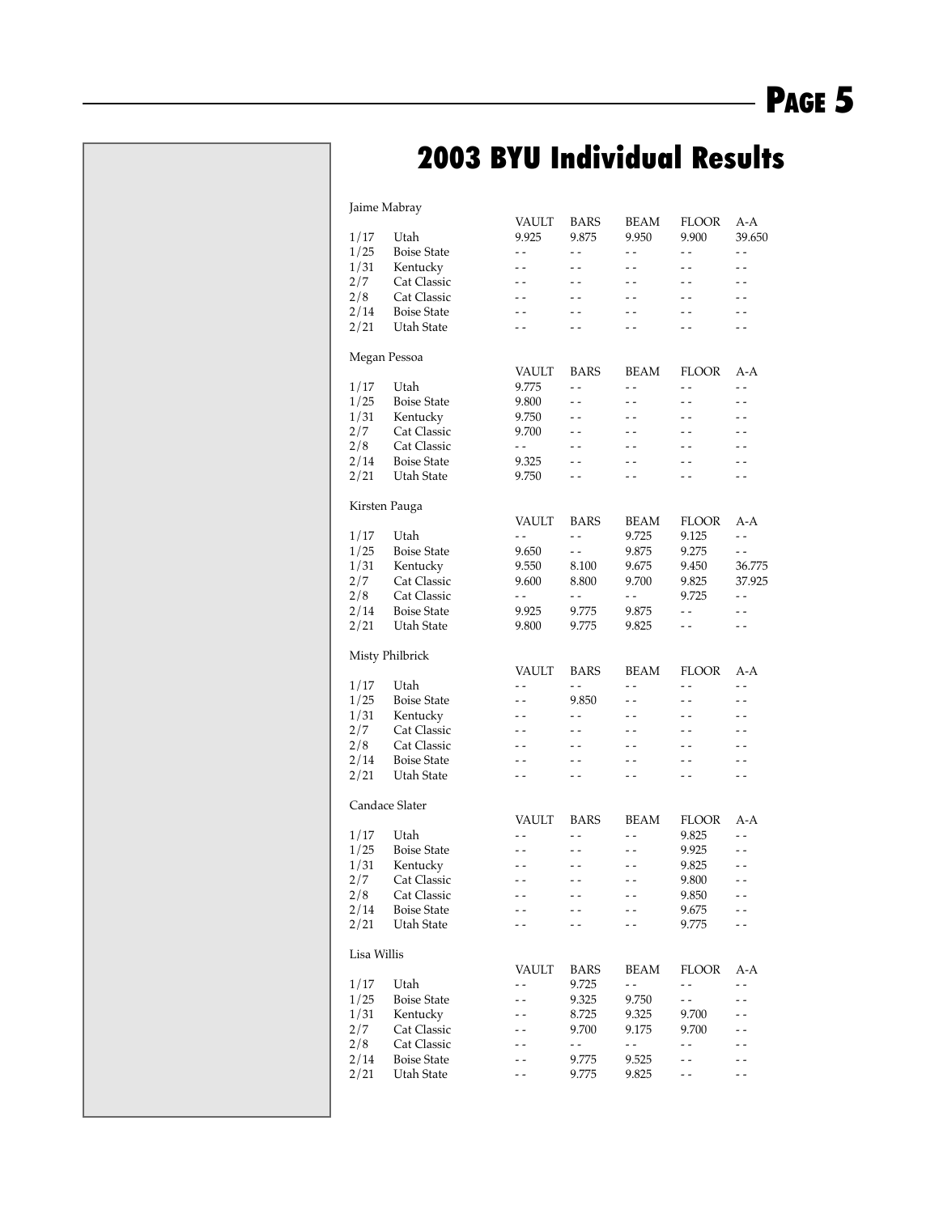# 2003 BYU Individual Results

Jaime Mabray

| | | VAULT | BARS | BEAM | FLOOR | A-A |
|---|---|---|---|---|---|---|
| 1/17 | Utah | 9.925 | 9.875 | 9.950 | 9.900 | 39.650 |
| 1/25 | Boise State | - - | - - | - - | - - | - - |
| 1/31 | Kentucky | - - | - - | - - | - - | - - |
| 2/7 | Cat Classic | - - | - - | - - | - - | - - |
| 2/8 | Cat Classic | - - | - - | - - | - - | - - |
| 2/14 | Boise State | - - | - - | - - | - - | - - |
| 2/21 | Utah State | - - | - - | - - | - - | - - |

Megan Pessoa

| | | VAULT | BARS | BEAM | FLOOR | A-A |
|---|---|---|---|---|---|---|
| 1/17 | Utah | 9.775 | - - | - - | - - | - - |
| 1/25 | Boise State | 9.800 | - - | - - | - - | - - |
| 1/31 | Kentucky | 9.750 | - - | - - | - - | - - |
| 2/7 | Cat Classic | 9.700 | - - | - - | - - | - - |
| 2/8 | Cat Classic | - - | - - | - - | - - | - - |
| 2/14 | Boise State | 9.325 | - - | - - | - - | - - |
| 2/21 | Utah State | 9.750 | - - | - - | - - | - - |

Kirsten Pauga

| | | VAULT | BARS | BEAM | FLOOR | A-A |
|---|---|---|---|---|---|---|
| 1/17 | Utah | - - | - - | 9.725 | 9.125 | - - |
| 1/25 | Boise State | 9.650 | - - | 9.875 | 9.275 | - - |
| 1/31 | Kentucky | 9.550 | 8.100 | 9.675 | 9.450 | 36.775 |
| 2/7 | Cat Classic | 9.600 | 8.800 | 9.700 | 9.825 | 37.925 |
| 2/8 | Cat Classic | - - | - - | - - | 9.725 | - - |
| 2/14 | Boise State | 9.925 | 9.775 | 9.875 | - - | - - |
| 2/21 | Utah State | 9.800 | 9.775 | 9.825 | - - | - - |

Misty Philbrick

| | | VAULT | BARS | BEAM | FLOOR | A-A |
|---|---|---|---|---|---|---|
| 1/17 | Utah | - - | - - | - - | - - | - - |
| 1/25 | Boise State | - - | 9.850 | - - | - - | - - |
| 1/31 | Kentucky | - - | - - | - - | - - | - - |
| 2/7 | Cat Classic | - - | - - | - - | - - | - - |
| 2/8 | Cat Classic | - - | - - | - - | - - | - - |
| 2/14 | Boise State | - - | - - | - - | - - | - - |
| 2/21 | Utah State | - - | - - | - - | - - | - - |

Candace Slater

| | | VAULT | BARS | BEAM | FLOOR | A-A |
|---|---|---|---|---|---|---|
| 1/17 | Utah | - - | - - | - - | 9.825 | - - |
| 1/25 | Boise State | - - | - - | - - | 9.925 | - - |
| 1/31 | Kentucky | - - | - - | - - | 9.825 | - - |
| 2/7 | Cat Classic | - - | - - | - - | 9.800 | - - |
| 2/8 | Cat Classic | - - | - - | - - | 9.850 | - - |
| 2/14 | Boise State | - - | - - | - - | 9.675 | - - |
| 2/21 | Utah State | - - | - - | - - | 9.775 | - - |

Lisa Willis

| | | VAULT | BARS | BEAM | FLOOR | A-A |
|---|---|---|---|---|---|---|
| 1/17 | Utah | - - | 9.725 | - - | - - | - - |
| 1/25 | Boise State | - - | 9.325 | 9.750 | - - | - - |
| 1/31 | Kentucky | - - | 8.725 | 9.325 | 9.700 | - - |
| 2/7 | Cat Classic | - - | 9.700 | 9.175 | 9.700 | - - |
| 2/8 | Cat Classic | - - | - - | - - | - - | - - |
| 2/14 | Boise State | - - | 9.775 | 9.525 | - - | - - |
| 2/21 | Utah State | - - | 9.775 | 9.825 | - - | - - |